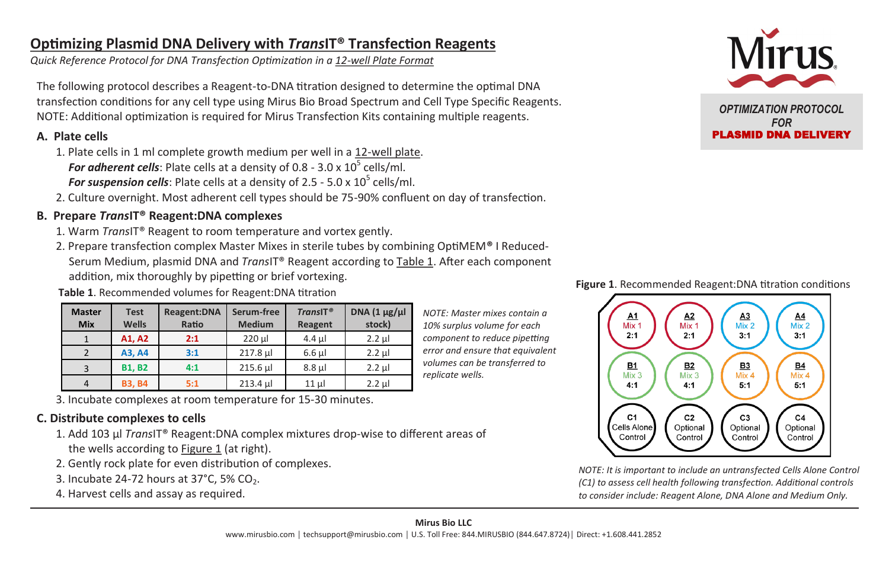# Optimizing Plasmid DNA Delivery with *Trans*IT® Transfection Reagents

*Quick Reference Protocol for DNA Transfection Optimization in a 12-well Plate Format*

**Mirus**

***OPTIMIZATION PROTOCOL FOR* PLASMID DNA DELIVERY**

The following protocol describes a Reagent-to-DNA titration designed to determine the optimal DNA transfection conditions for any cell type using Mirus Bio Broad Spectrum and Cell Type Specific Reagents. NOTE: Additional optimization is required for Mirus Transfection Kits containing multiple reagents.

## A. Plate cells

1. Plate cells in 1 ml complete growth medium per well in a 12-well plate.
   ***For adherent cells***: Plate cells at a density of 0.8 - 3.0 x $10^5$ cells/ml.
   ***For suspension cells***: Plate cells at a density of 2.5 - 5.0 x $10^5$ cells/ml.
2. Culture overnight. Most adherent cell types should be 75-90% confluent on day of transfection.

## B. Prepare *Trans*IT® Reagent:DNA complexes

1. Warm *Trans*IT® Reagent to room temperature and vortex gently.
2. Prepare transfection complex Master Mixes in sterile tubes by combining OptiMEM® I Reduced-Serum Medium, plasmid DNA and *Trans*IT® Reagent according to Table 1. After each component addition, mix thoroughly by pipetting or brief vortexing.

**Table 1**. Recommended volumes for Reagent:DNA titration

| Master Mix | Test Wells | Reagent:DNA Ratio | Serum-free Medium | *Trans*IT® Reagent | DNA (1 µg/µl stock) |
|---|---|---|---|---|---|
| 1 | **A1, A2** | **2:1** | 220 µl | 4.4 µl | 2.2 µl |
| 2 | **A3, A4** | **3:1** | 217.8 µl | 6.6 µl | 2.2 µl |
| 3 | **B1, B2** | **4:1** | 215.6 µl | 8.8 µl | 2.2 µl |
| 4 | **B3, B4** | **5:1** | 213.4 µl | 11 µl | 2.2 µl |

*NOTE: Master mixes contain a 10% surplus volume for each component to reduce pipetting error and ensure that equivalent volumes can be transferred to replicate wells.*

3. Incubate complexes at room temperature for 15-30 minutes.

## C. Distribute complexes to cells

1. Add 103 µl *Trans*IT® Reagent:DNA complex mixtures drop-wise to different areas of the wells according to Figure 1 (at right).
2. Gently rock plate for even distribution of complexes.
3. Incubate 24-72 hours at 37°C, 5% $CO_2$.
4. Harvest cells and assay as required.

**Figure 1**. Recommended Reagent:DNA titration conditions

| **A1** Mix 1 2:1 | **A2** Mix 1 2:1 | **A3** Mix 2 3:1 | **A4** Mix 2 3:1 |
|---|---|---|---|
| **B1** Mix 3 4:1 | **B2** Mix 3 4:1 | **B3** Mix 4 5:1 | **B4** Mix 4 5:1 |
| **C1** Cells Alone Control | **C2** Optional Control | **C3** Optional Control | **C4** Optional Control |

*NOTE: It is important to include an untransfected Cells Alone Control (C1) to assess cell health following transfection. Additional controls to consider include: Reagent Alone, DNA Alone and Medium Only.*

**Mirus Bio LLC**

www.mirusbio.com | techsupport@mirusbio.com | U.S. Toll Free: 844.MIRUSBIO (844.647.8724) | Direct: +1.608.441.2852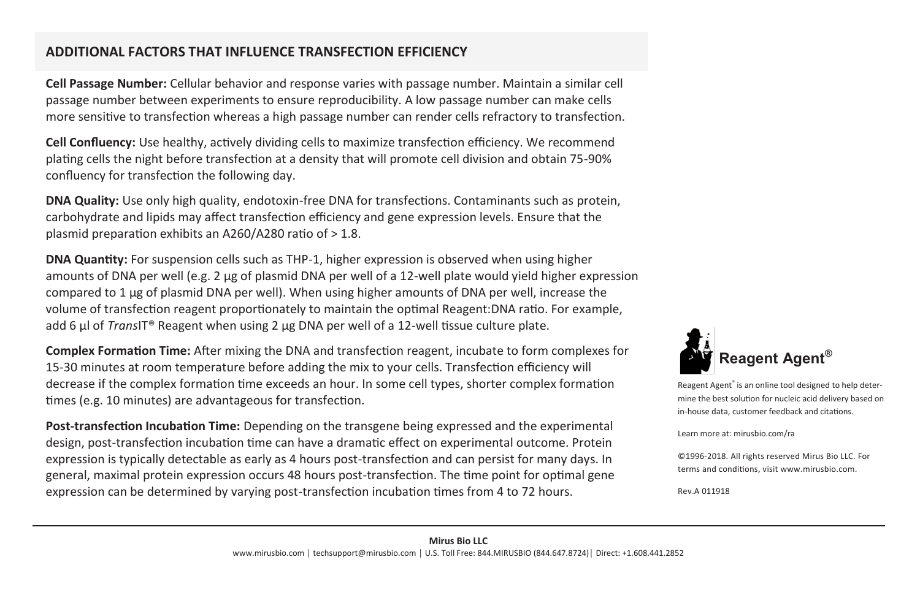## ADDITIONAL FACTORS THAT INFLUENCE TRANSFECTION EFFICIENCY

**Cell Passage Number:** Cellular behavior and response varies with passage number. Maintain a similar cell passage number between experiments to ensure reproducibility. A low passage number can make cells more sensitive to transfection whereas a high passage number can render cells refractory to transfection.

**Cell Confluency:** Use healthy, actively dividing cells to maximize transfection efficiency. We recommend plating cells the night before transfection at a density that will promote cell division and obtain 75-90% confluency for transfection the following day.

**DNA Quality:** Use only high quality, endotoxin-free DNA for transfections. Contaminants such as protein, carbohydrate and lipids may affect transfection efficiency and gene expression levels. Ensure that the plasmid preparation exhibits an A260/A280 ratio of > 1.8.

**DNA Quantity:** For suspension cells such as THP-1, higher expression is observed when using higher amounts of DNA per well (e.g. 2 µg of plasmid DNA per well of a 12-well plate would yield higher expression compared to 1 µg of plasmid DNA per well). When using higher amounts of DNA per well, increase the volume of transfection reagent proportionately to maintain the optimal Reagent:DNA ratio. For example, add 6 µl of *Trans*IT® Reagent when using 2 µg DNA per well of a 12-well tissue culture plate.

**Complex Formation Time:** After mixing the DNA and transfection reagent, incubate to form complexes for 15-30 minutes at room temperature before adding the mix to your cells. Transfection efficiency will decrease if the complex formation time exceeds an hour. In some cell types, shorter complex formation times (e.g. 10 minutes) are advantageous for transfection.

**Post-transfection Incubation Time:** Depending on the transgene being expressed and the experimental design, post-transfection incubation time can have a dramatic effect on experimental outcome. Protein expression is typically detectable as early as 4 hours post-transfection and can persist for many days. In general, maximal protein expression occurs 48 hours post-transfection. The time point for optimal gene expression can be determined by varying post-transfection incubation times from 4 to 72 hours.

**Reagent Agent®**

Reagent Agent® is an online tool designed to help determine the best solution for nucleic acid delivery based on in-house data, customer feedback and citations.

Learn more at: mirusbio.com/ra

©1996-2018. All rights reserved Mirus Bio LLC. For terms and conditions, visit www.mirusbio.com.

Rev.A 011918

**Mirus Bio LLC**

www.mirusbio.com | techsupport@mirusbio.com | U.S. Toll Free: 844.MIRUSBIO (844.647.8724) | Direct: +1.608.441.2852